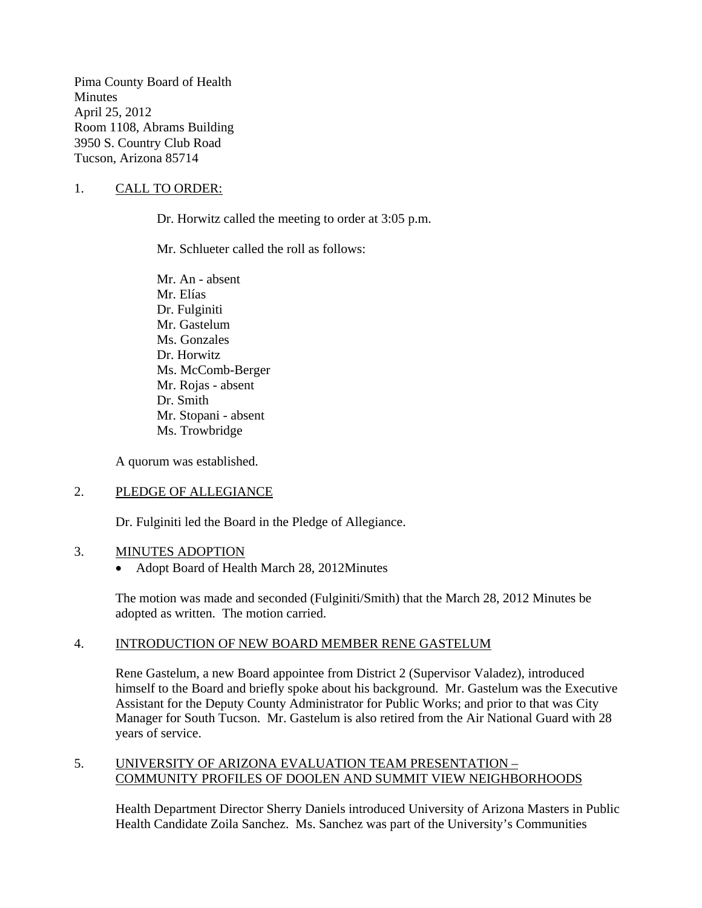Pima County Board of Health
Minutes
April 25, 2012
Room 1108, Abrams Building
3950 S. Country Club Road
Tucson, Arizona 85714

## 1. CALL TO ORDER:

Dr. Horwitz called the meeting to order at 3:05 p.m.

Mr. Schlueter called the roll as follows:

Mr. An - absent
Mr. Elías
Dr. Fulginiti
Mr. Gastelum
Ms. Gonzales
Dr. Horwitz
Ms. McComb-Berger
Mr. Rojas - absent
Dr. Smith
Mr. Stopani - absent
Ms. Trowbridge

A quorum was established.

## 2. PLEDGE OF ALLEGIANCE

Dr. Fulginiti led the Board in the Pledge of Allegiance.

## 3. MINUTES ADOPTION

- Adopt Board of Health March 28, 2012Minutes

The motion was made and seconded (Fulginiti/Smith) that the March 28, 2012 Minutes be adopted as written. The motion carried.

## 4. INTRODUCTION OF NEW BOARD MEMBER RENE GASTELUM

Rene Gastelum, a new Board appointee from District 2 (Supervisor Valadez), introduced himself to the Board and briefly spoke about his background. Mr. Gastelum was the Executive Assistant for the Deputy County Administrator for Public Works; and prior to that was City Manager for South Tucson. Mr. Gastelum is also retired from the Air National Guard with 28 years of service.

## 5. UNIVERSITY OF ARIZONA EVALUATION TEAM PRESENTATION – COMMUNITY PROFILES OF DOOLEN AND SUMMIT VIEW NEIGHBORHOODS

Health Department Director Sherry Daniels introduced University of Arizona Masters in Public Health Candidate Zoila Sanchez. Ms. Sanchez was part of the University's Communities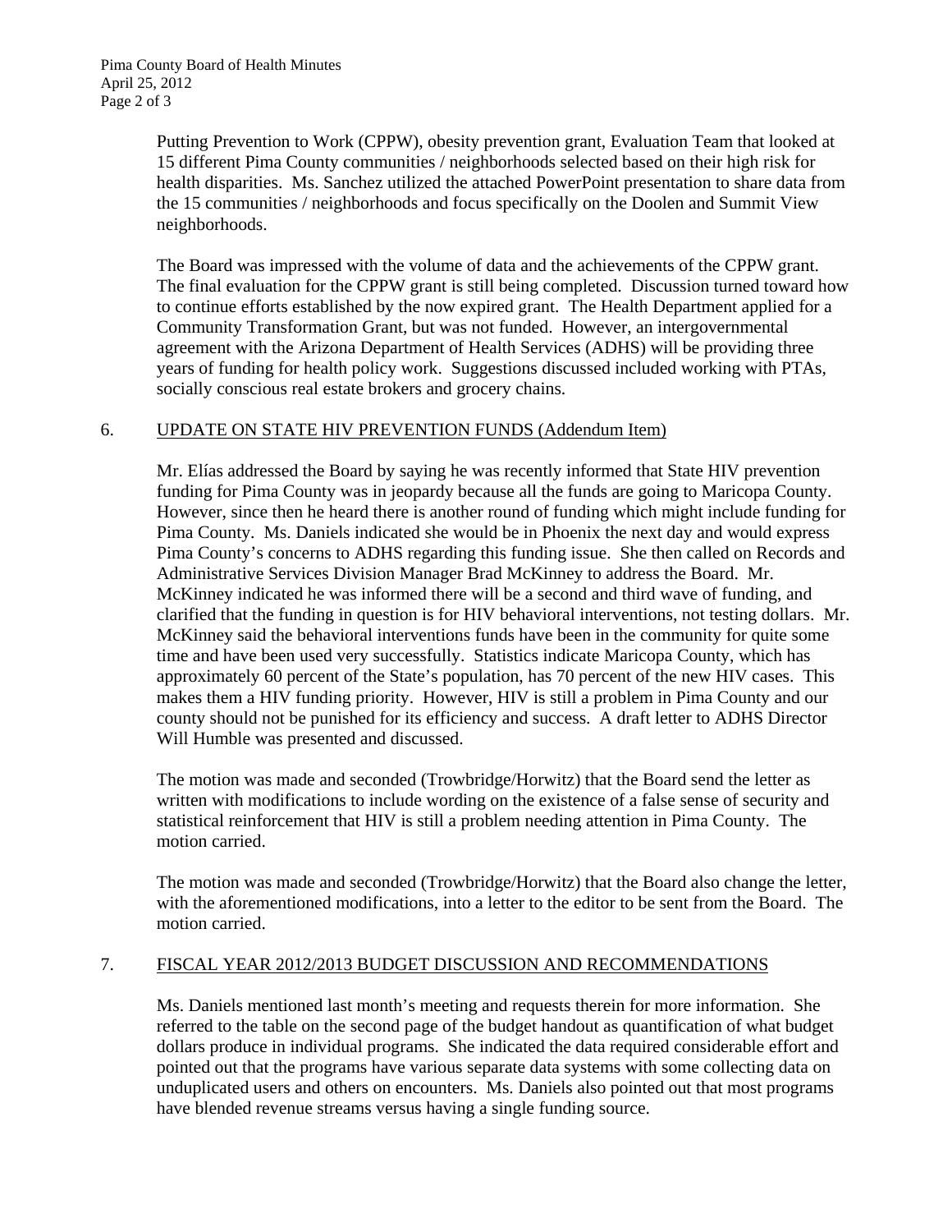Putting Prevention to Work (CPPW), obesity prevention grant, Evaluation Team that looked at 15 different Pima County communities / neighborhoods selected based on their high risk for health disparities. Ms. Sanchez utilized the attached PowerPoint presentation to share data from the 15 communities / neighborhoods and focus specifically on the Doolen and Summit View neighborhoods.

The Board was impressed with the volume of data and the achievements of the CPPW grant. The final evaluation for the CPPW grant is still being completed. Discussion turned toward how to continue efforts established by the now expired grant. The Health Department applied for a Community Transformation Grant, but was not funded. However, an intergovernmental agreement with the Arizona Department of Health Services (ADHS) will be providing three years of funding for health policy work. Suggestions discussed included working with PTAs, socially conscious real estate brokers and grocery chains.

6. UPDATE ON STATE HIV PREVENTION FUNDS (Addendum Item)

Mr. Elías addressed the Board by saying he was recently informed that State HIV prevention funding for Pima County was in jeopardy because all the funds are going to Maricopa County. However, since then he heard there is another round of funding which might include funding for Pima County. Ms. Daniels indicated she would be in Phoenix the next day and would express Pima County's concerns to ADHS regarding this funding issue. She then called on Records and Administrative Services Division Manager Brad McKinney to address the Board. Mr. McKinney indicated he was informed there will be a second and third wave of funding, and clarified that the funding in question is for HIV behavioral interventions, not testing dollars. Mr. McKinney said the behavioral interventions funds have been in the community for quite some time and have been used very successfully. Statistics indicate Maricopa County, which has approximately 60 percent of the State's population, has 70 percent of the new HIV cases. This makes them a HIV funding priority. However, HIV is still a problem in Pima County and our county should not be punished for its efficiency and success. A draft letter to ADHS Director Will Humble was presented and discussed.

The motion was made and seconded (Trowbridge/Horwitz) that the Board send the letter as written with modifications to include wording on the existence of a false sense of security and statistical reinforcement that HIV is still a problem needing attention in Pima County. The motion carried.

The motion was made and seconded (Trowbridge/Horwitz) that the Board also change the letter, with the aforementioned modifications, into a letter to the editor to be sent from the Board. The motion carried.

7. FISCAL YEAR 2012/2013 BUDGET DISCUSSION AND RECOMMENDATIONS

Ms. Daniels mentioned last month's meeting and requests therein for more information. She referred to the table on the second page of the budget handout as quantification of what budget dollars produce in individual programs. She indicated the data required considerable effort and pointed out that the programs have various separate data systems with some collecting data on unduplicated users and others on encounters. Ms. Daniels also pointed out that most programs have blended revenue streams versus having a single funding source.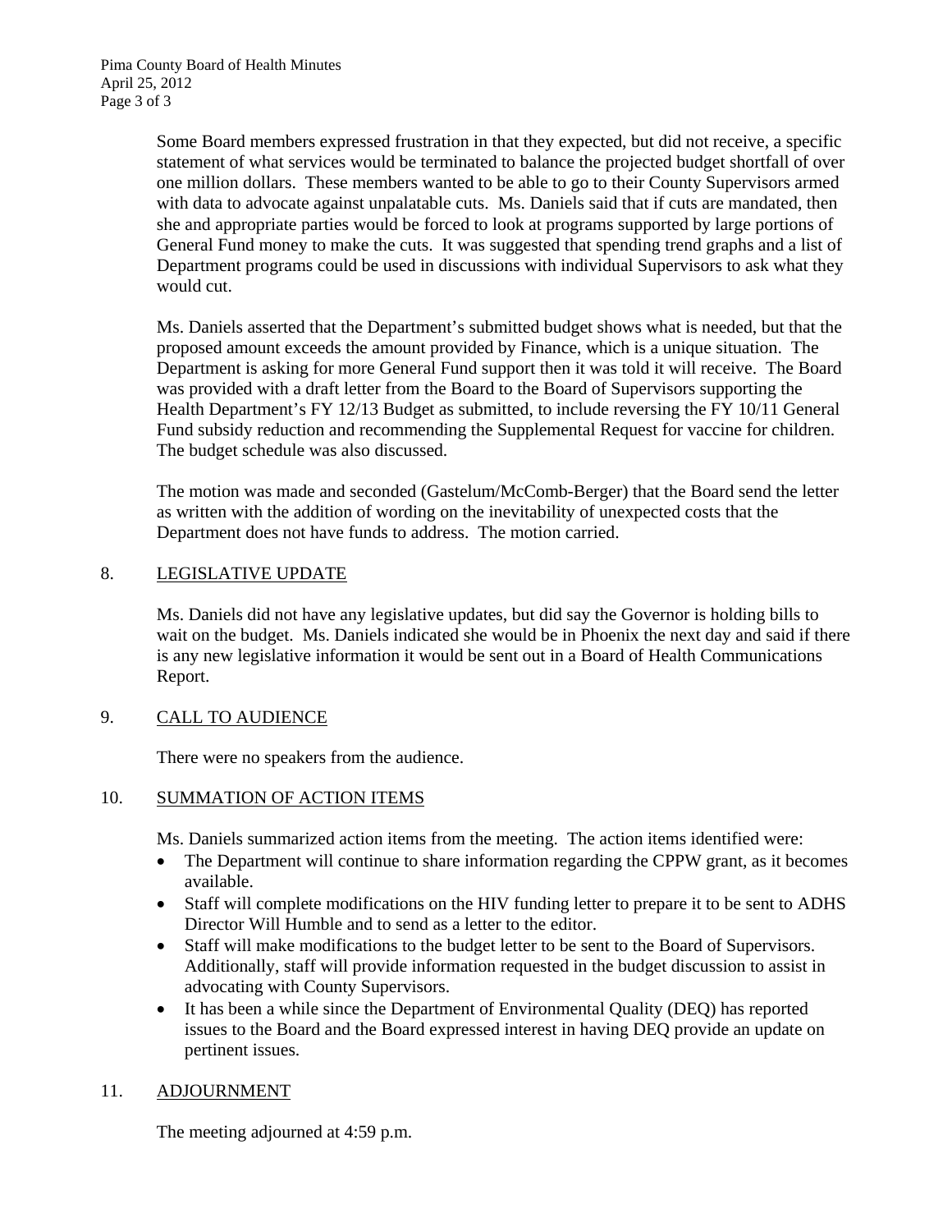Some Board members expressed frustration in that they expected, but did not receive, a specific statement of what services would be terminated to balance the projected budget shortfall of over one million dollars. These members wanted to be able to go to their County Supervisors armed with data to advocate against unpalatable cuts. Ms. Daniels said that if cuts are mandated, then she and appropriate parties would be forced to look at programs supported by large portions of General Fund money to make the cuts. It was suggested that spending trend graphs and a list of Department programs could be used in discussions with individual Supervisors to ask what they would cut.

Ms. Daniels asserted that the Department's submitted budget shows what is needed, but that the proposed amount exceeds the amount provided by Finance, which is a unique situation. The Department is asking for more General Fund support then it was told it will receive. The Board was provided with a draft letter from the Board to the Board of Supervisors supporting the Health Department's FY 12/13 Budget as submitted, to include reversing the FY 10/11 General Fund subsidy reduction and recommending the Supplemental Request for vaccine for children. The budget schedule was also discussed.

The motion was made and seconded (Gastelum/McComb-Berger) that the Board send the letter as written with the addition of wording on the inevitability of unexpected costs that the Department does not have funds to address. The motion carried.

## 8. LEGISLATIVE UPDATE

Ms. Daniels did not have any legislative updates, but did say the Governor is holding bills to wait on the budget. Ms. Daniels indicated she would be in Phoenix the next day and said if there is any new legislative information it would be sent out in a Board of Health Communications Report.

## 9. CALL TO AUDIENCE

There were no speakers from the audience.

## 10. SUMMATION OF ACTION ITEMS

Ms. Daniels summarized action items from the meeting. The action items identified were:

- The Department will continue to share information regarding the CPPW grant, as it becomes available.
- Staff will complete modifications on the HIV funding letter to prepare it to be sent to ADHS Director Will Humble and to send as a letter to the editor.
- Staff will make modifications to the budget letter to be sent to the Board of Supervisors. Additionally, staff will provide information requested in the budget discussion to assist in advocating with County Supervisors.
- It has been a while since the Department of Environmental Quality (DEQ) has reported issues to the Board and the Board expressed interest in having DEQ provide an update on pertinent issues.

## 11. ADJOURNMENT

The meeting adjourned at 4:59 p.m.